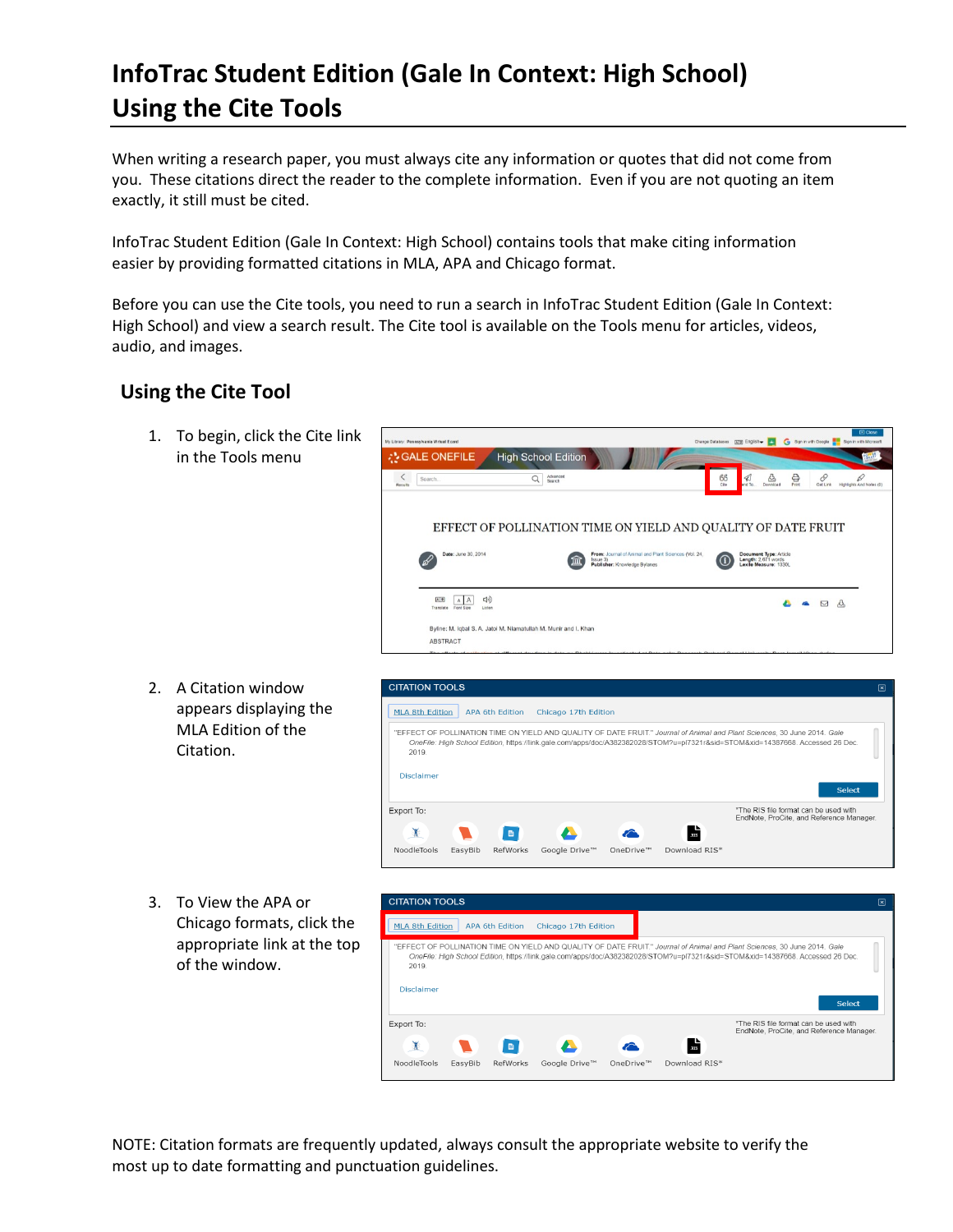# InfoTrac Student Edition (Gale In Context: High School) Using the Cite Tools

When writing a research paper, you must always cite any information or quotes that did not come from you. These citations direct the reader to the complete information. Even if you are not quoting an item exactly, it still must be cited.

InfoTrac Student Edition (Gale In Context: High School) contains tools that make citing information easier by providing formatted citations in MLA, APA and Chicago format.

Before you can use the Cite tools, you need to run a search in InfoTrac Student Edition (Gale In Context: High School) and view a search result. The Cite tool is available on the Tools menu for articles, videos, audio, and images.

## Using the Cite Tool

1. To begin, click the Cite link in the Tools menu
2. A Citation window appears displaying the MLA Edition of the Citation.
3. To View the APA or Chicago formats, click the appropriate link at the top of the window.

NOTE: Citation formats are frequently updated, always consult the appropriate website to verify the most up to date formatting and punctuation guidelines.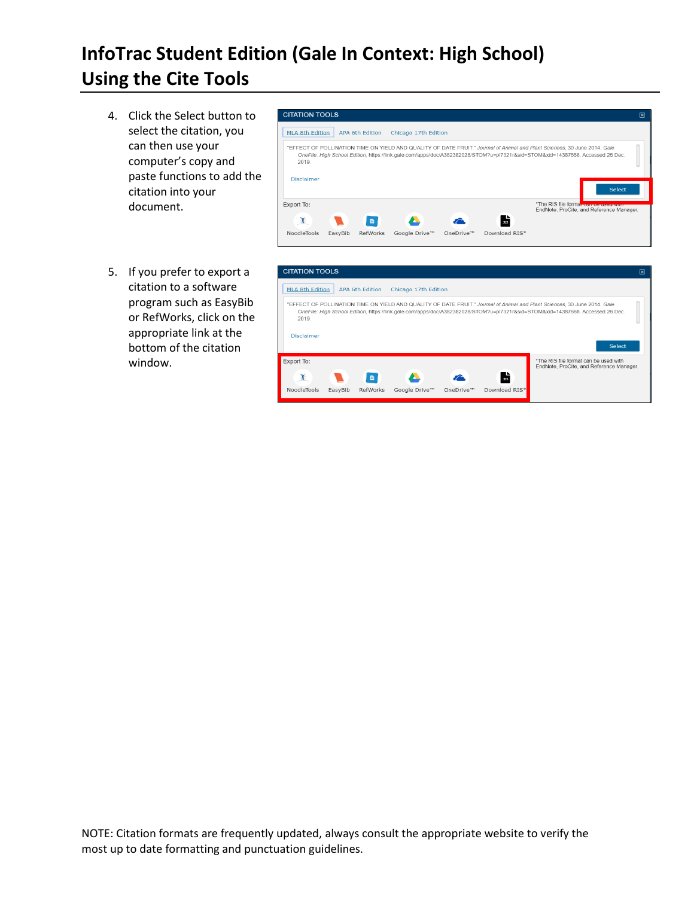# InfoTrac Student Edition (Gale In Context: High School) Using the Cite Tools

4. Click the Select button to select the citation, you can then use your computer's copy and paste functions to add the citation into your document.

5. If you prefer to export a citation to a software program such as EasyBib or RefWorks, click on the appropriate link at the bottom of the citation window.

NOTE: Citation formats are frequently updated, always consult the appropriate website to verify the most up to date formatting and punctuation guidelines.